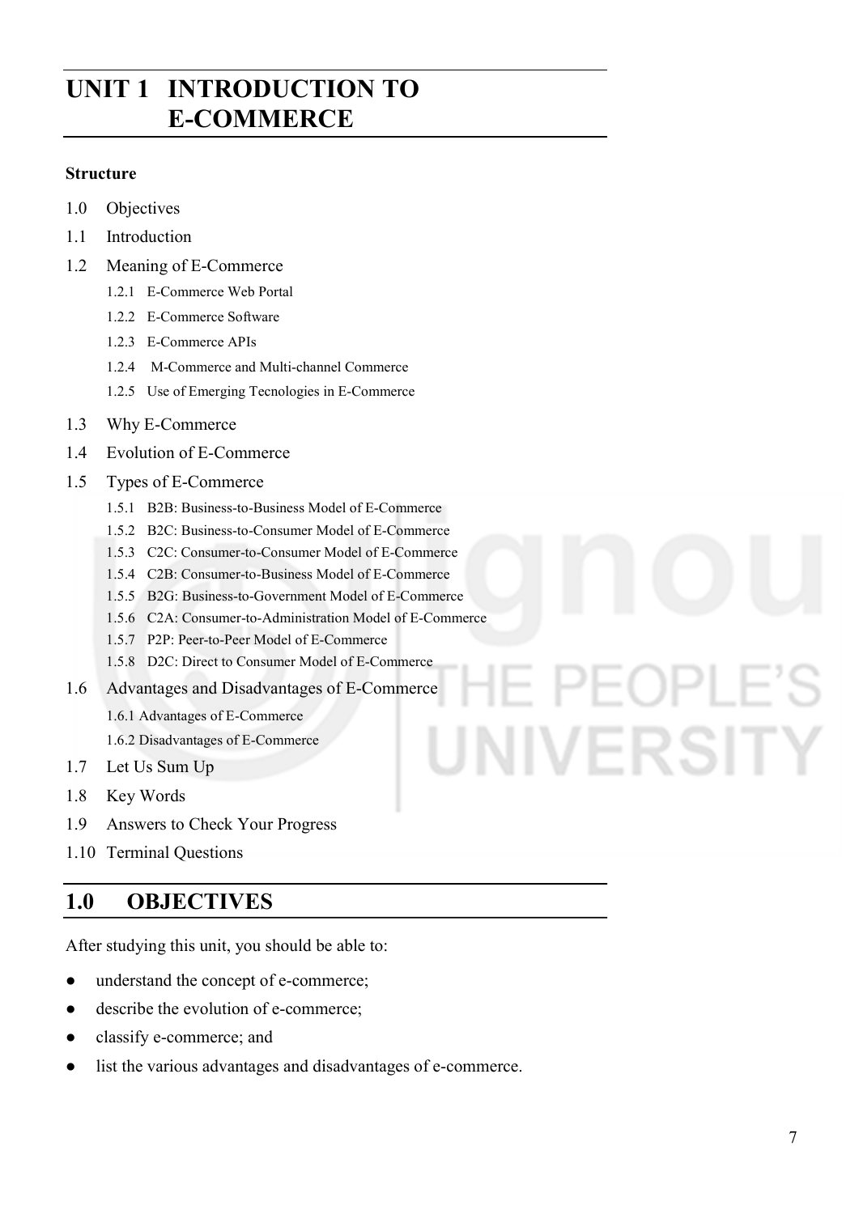# UNIT 1 INTRODUCTION TO E-COMMERCE

**Structure**

1.0 Objectives

1.1 Introduction

1.2 Meaning of E-Commerce

- 1.2.1 E-Commerce Web Portal
- 1.2.2 E-Commerce Software
- 1.2.3 E-Commerce APIs
- 1.2.4 M-Commerce and Multi-channel Commerce
- 1.2.5 Use of Emerging Tecnologies in E-Commerce

1.3 Why E-Commerce

1.4 Evolution of E-Commerce

1.5 Types of E-Commerce

- 1.5.1 B2B: Business-to-Business Model of E-Commerce
- 1.5.2 B2C: Business-to-Consumer Model of E-Commerce
- 1.5.3 C2C: Consumer-to-Consumer Model of E-Commerce
- 1.5.4 C2B: Consumer-to-Business Model of E-Commerce
- 1.5.5 B2G: Business-to-Government Model of E-Commerce
- 1.5.6 C2A: Consumer-to-Administration Model of E-Commerce
- 1.5.7 P2P: Peer-to-Peer Model of E-Commerce
- 1.5.8 D2C: Direct to Consumer Model of E-Commerce

1.6 Advantages and Disadvantages of E-Commerce

- 1.6.1 Advantages of E-Commerce
- 1.6.2 Disadvantages of E-Commerce

1.7 Let Us Sum Up

1.8 Key Words

1.9 Answers to Check Your Progress

1.10 Terminal Questions

## 1.0 OBJECTIVES

After studying this unit, you should be able to:

- understand the concept of e-commerce;
- describe the evolution of e-commerce;
- classify e-commerce; and
- list the various advantages and disadvantages of e-commerce.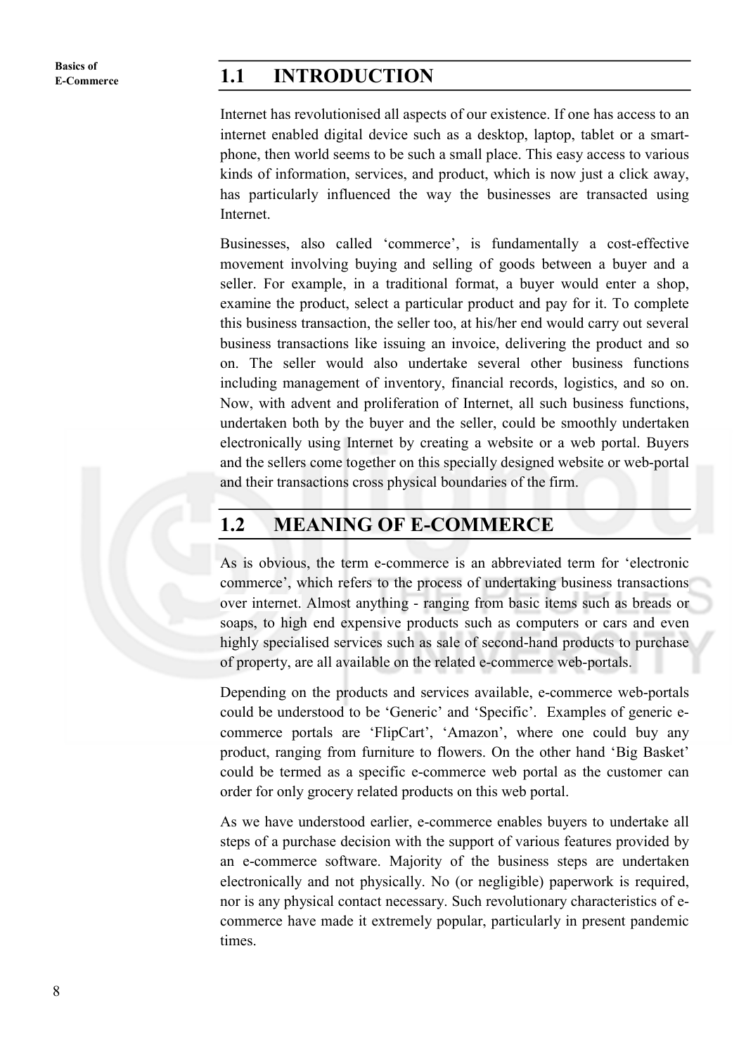## 1.1 INTRODUCTION

Internet has revolutionised all aspects of our existence. If one has access to an internet enabled digital device such as a desktop, laptop, tablet or a smart-phone, then world seems to be such a small place. This easy access to various kinds of information, services, and product, which is now just a click away, has particularly influenced the way the businesses are transacted using Internet.

Businesses, also called 'commerce', is fundamentally a cost-effective movement involving buying and selling of goods between a buyer and a seller. For example, in a traditional format, a buyer would enter a shop, examine the product, select a particular product and pay for it. To complete this business transaction, the seller too, at his/her end would carry out several business transactions like issuing an invoice, delivering the product and so on. The seller would also undertake several other business functions including management of inventory, financial records, logistics, and so on. Now, with advent and proliferation of Internet, all such business functions, undertaken both by the buyer and the seller, could be smoothly undertaken electronically using Internet by creating a website or a web portal. Buyers and the sellers come together on this specially designed website or web-portal and their transactions cross physical boundaries of the firm.

## 1.2 MEANING OF E-COMMERCE

As is obvious, the term e-commerce is an abbreviated term for 'electronic commerce', which refers to the process of undertaking business transactions over internet. Almost anything - ranging from basic items such as breads or soaps, to high end expensive products such as computers or cars and even highly specialised services such as sale of second-hand products to purchase of property, are all available on the related e-commerce web-portals.

Depending on the products and services available, e-commerce web-portals could be understood to be 'Generic' and 'Specific'. Examples of generic e-commerce portals are 'FlipCart', 'Amazon', where one could buy any product, ranging from furniture to flowers. On the other hand 'Big Basket' could be termed as a specific e-commerce web portal as the customer can order for only grocery related products on this web portal.

As we have understood earlier, e-commerce enables buyers to undertake all steps of a purchase decision with the support of various features provided by an e-commerce software. Majority of the business steps are undertaken electronically and not physically. No (or negligible) paperwork is required, nor is any physical contact necessary. Such revolutionary characteristics of e-commerce have made it extremely popular, particularly in present pandemic times.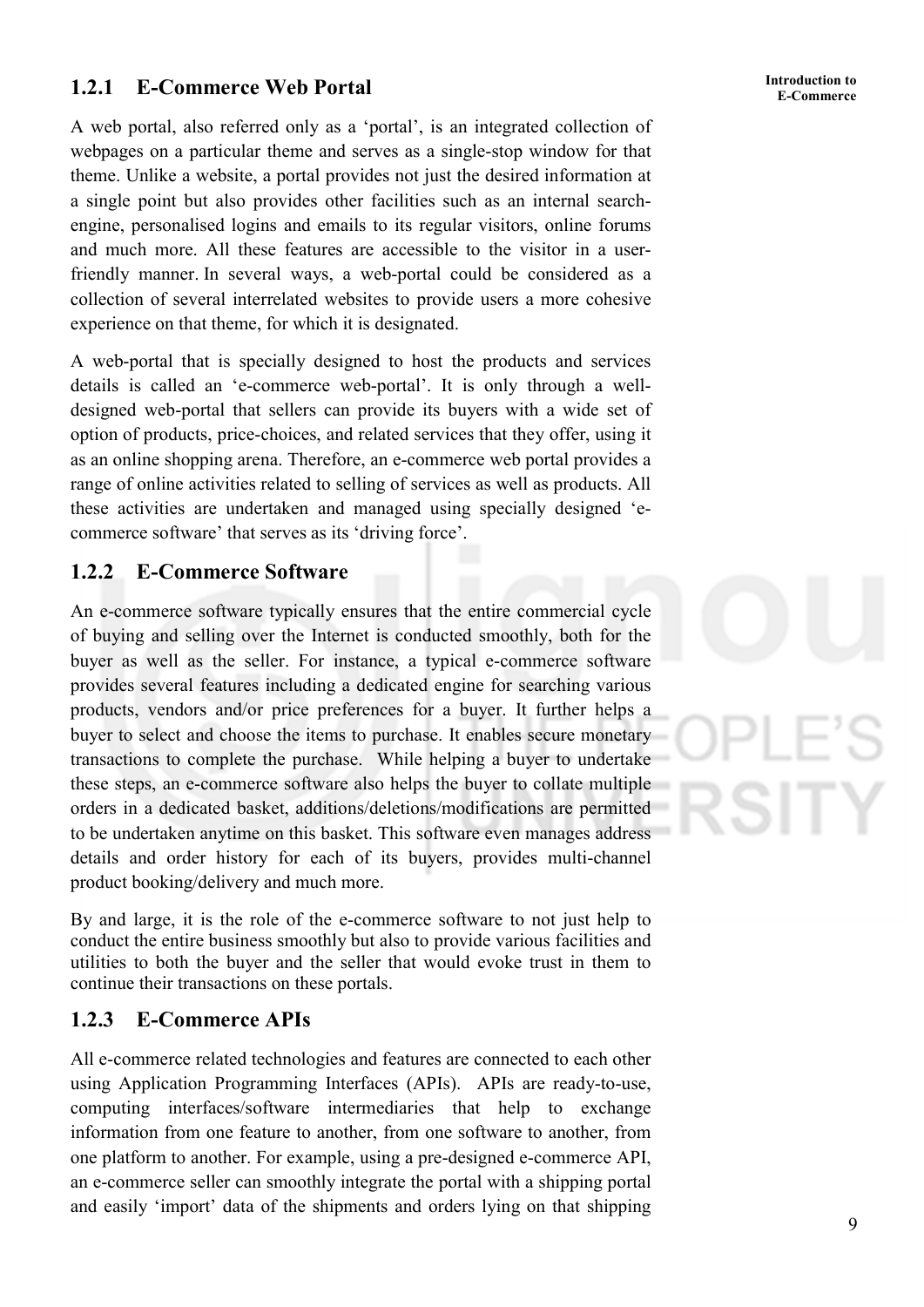### 1.2.1 E-Commerce Web Portal

A web portal, also referred only as a 'portal', is an integrated collection of webpages on a particular theme and serves as a single-stop window for that theme. Unlike a website, a portal provides not just the desired information at a single point but also provides other facilities such as an internal search-engine, personalised logins and emails to its regular visitors, online forums and much more. All these features are accessible to the visitor in a user-friendly manner. In several ways, a web-portal could be considered as a collection of several interrelated websites to provide users a more cohesive experience on that theme, for which it is designated.

A web-portal that is specially designed to host the products and services details is called an 'e-commerce web-portal'. It is only through a well-designed web-portal that sellers can provide its buyers with a wide set of option of products, price-choices, and related services that they offer, using it as an online shopping arena. Therefore, an e-commerce web portal provides a range of online activities related to selling of services as well as products. All these activities are undertaken and managed using specially designed 'e-commerce software' that serves as its 'driving force'.

### 1.2.2 E-Commerce Software

An e-commerce software typically ensures that the entire commercial cycle of buying and selling over the Internet is conducted smoothly, both for the buyer as well as the seller. For instance, a typical e-commerce software provides several features including a dedicated engine for searching various products, vendors and/or price preferences for a buyer. It further helps a buyer to select and choose the items to purchase. It enables secure monetary transactions to complete the purchase. While helping a buyer to undertake these steps, an e-commerce software also helps the buyer to collate multiple orders in a dedicated basket, additions/deletions/modifications are permitted to be undertaken anytime on this basket. This software even manages address details and order history for each of its buyers, provides multi-channel product booking/delivery and much more.

By and large, it is the role of the e-commerce software to not just help to conduct the entire business smoothly but also to provide various facilities and utilities to both the buyer and the seller that would evoke trust in them to continue their transactions on these portals.

### 1.2.3 E-Commerce APIs

All e-commerce related technologies and features are connected to each other using Application Programming Interfaces (APIs). APIs are ready-to-use, computing interfaces/software intermediaries that help to exchange information from one feature to another, from one software to another, from one platform to another. For example, using a pre-designed e-commerce API, an e-commerce seller can smoothly integrate the portal with a shipping portal and easily 'import' data of the shipments and orders lying on that shipping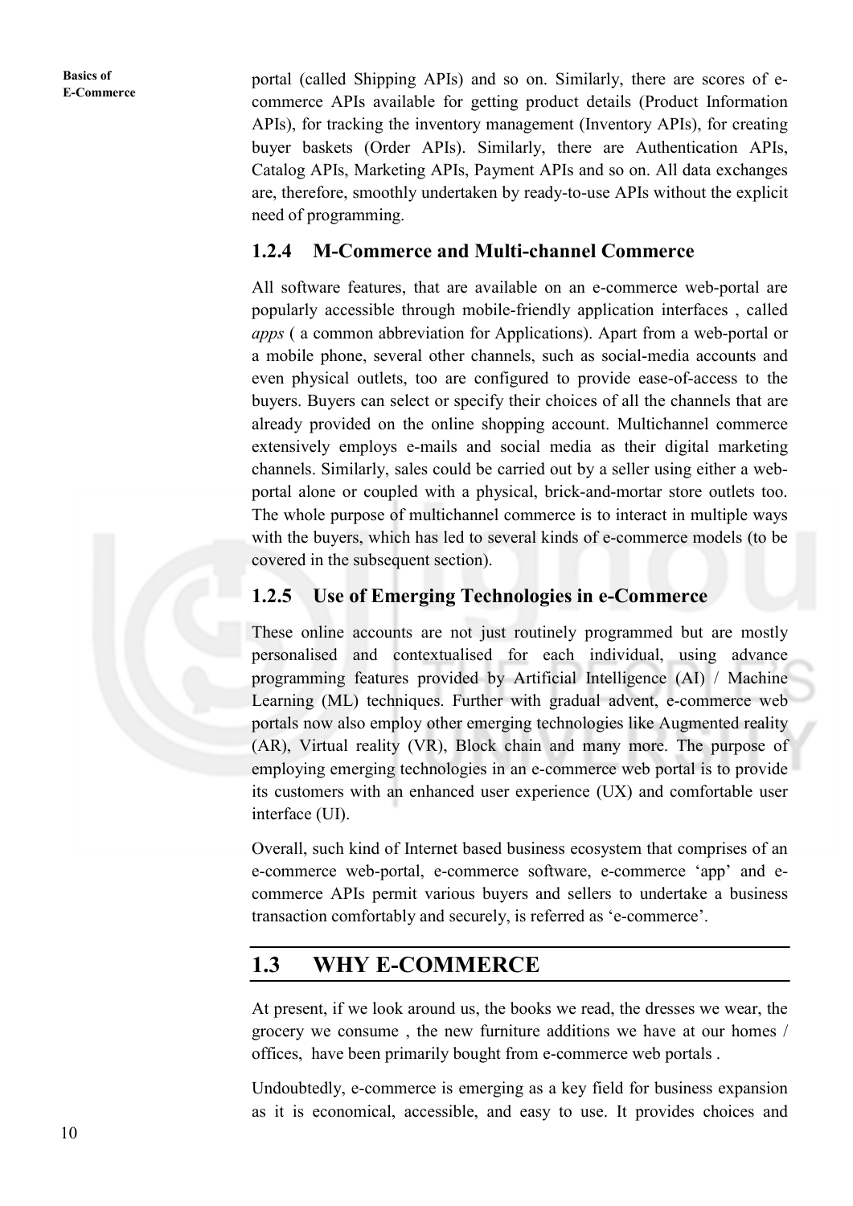portal (called Shipping APIs) and so on. Similarly, there are scores of e-commerce APIs available for getting product details (Product Information APIs), for tracking the inventory management (Inventory APIs), for creating buyer baskets (Order APIs). Similarly, there are Authentication APIs, Catalog APIs, Marketing APIs, Payment APIs and so on. All data exchanges are, therefore, smoothly undertaken by ready-to-use APIs without the explicit need of programming.

### 1.2.4 M-Commerce and Multi-channel Commerce

All software features, that are available on an e-commerce web-portal are popularly accessible through mobile-friendly application interfaces , called *apps* ( a common abbreviation for Applications). Apart from a web-portal or a mobile phone, several other channels, such as social-media accounts and even physical outlets, too are configured to provide ease-of-access to the buyers. Buyers can select or specify their choices of all the channels that are already provided on the online shopping account. Multichannel commerce extensively employs e-mails and social media as their digital marketing channels. Similarly, sales could be carried out by a seller using either a web-portal alone or coupled with a physical, brick-and-mortar store outlets too. The whole purpose of multichannel commerce is to interact in multiple ways with the buyers, which has led to several kinds of e-commerce models (to be covered in the subsequent section).

### 1.2.5 Use of Emerging Technologies in e-Commerce

These online accounts are not just routinely programmed but are mostly personalised and contextualised for each individual, using advance programming features provided by Artificial Intelligence (AI) / Machine Learning (ML) techniques. Further with gradual advent, e-commerce web portals now also employ other emerging technologies like Augmented reality (AR), Virtual reality (VR), Block chain and many more. The purpose of employing emerging technologies in an e-commerce web portal is to provide its customers with an enhanced user experience (UX) and comfortable user interface (UI).

Overall, such kind of Internet based business ecosystem that comprises of an e-commerce web-portal, e-commerce software, e-commerce 'app' and e-commerce APIs permit various buyers and sellers to undertake a business transaction comfortably and securely, is referred as 'e-commerce'.

## 1.3 WHY E-COMMERCE

At present, if we look around us, the books we read, the dresses we wear, the grocery we consume , the new furniture additions we have at our homes / offices, have been primarily bought from e-commerce web portals .

Undoubtedly, e-commerce is emerging as a key field for business expansion as it is economical, accessible, and easy to use. It provides choices and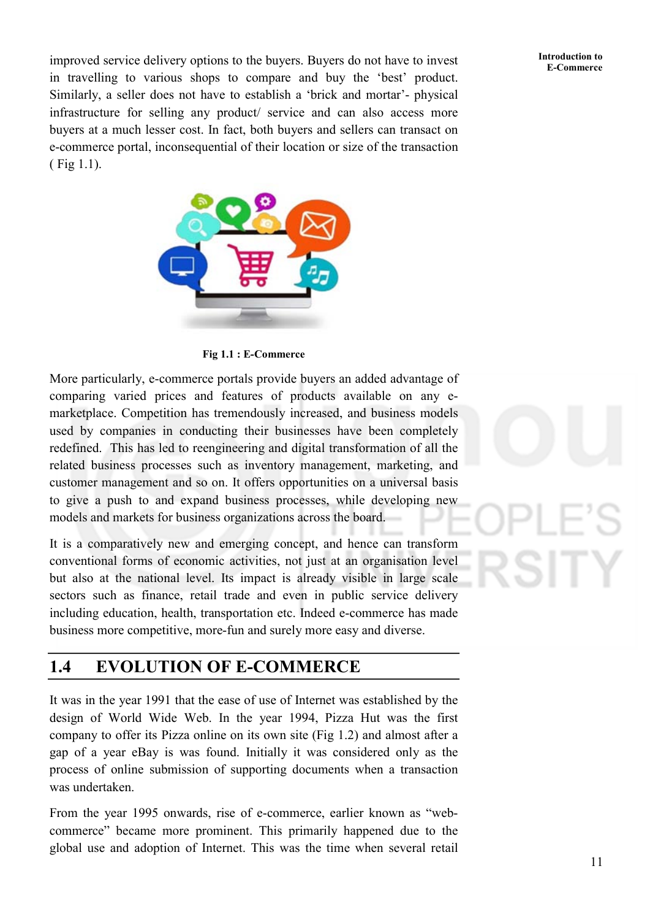improved service delivery options to the buyers. Buyers do not have to invest in travelling to various shops to compare and buy the 'best' product. Similarly, a seller does not have to establish a 'brick and mortar'- physical infrastructure for selling any product/ service and can also access more buyers at a much lesser cost. In fact, both buyers and sellers can transact on e-commerce portal, inconsequential of their location or size of the transaction ( Fig 1.1).

**Fig 1.1 : E-Commerce**

More particularly, e-commerce portals provide buyers an added advantage of comparing varied prices and features of products available on any e-marketplace. Competition has tremendously increased, and business models used by companies in conducting their businesses have been completely redefined. This has led to reengineering and digital transformation of all the related business processes such as inventory management, marketing, and customer management and so on. It offers opportunities on a universal basis to give a push to and expand business processes, while developing new models and markets for business organizations across the board.

It is a comparatively new and emerging concept, and hence can transform conventional forms of economic activities, not just at an organisation level but also at the national level. Its impact is already visible in large scale sectors such as finance, retail trade and even in public service delivery including education, health, transportation etc. Indeed e-commerce has made business more competitive, more-fun and surely more easy and diverse.

## 1.4 EVOLUTION OF E-COMMERCE

It was in the year 1991 that the ease of use of Internet was established by the design of World Wide Web. In the year 1994, Pizza Hut was the first company to offer its Pizza online on its own site (Fig 1.2) and almost after a gap of a year eBay is was found. Initially it was considered only as the process of online submission of supporting documents when a transaction was undertaken.

From the year 1995 onwards, rise of e-commerce, earlier known as "web-commerce" became more prominent. This primarily happened due to the global use and adoption of Internet. This was the time when several retail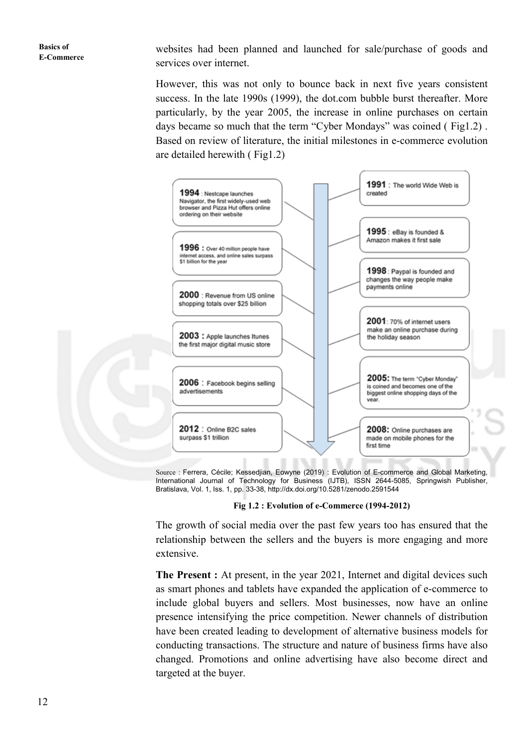websites had been planned and launched for sale/purchase of goods and services over internet.

However, this was not only to bounce back in next five years consistent success. In the late 1990s (1999), the dot.com bubble burst thereafter. More particularly, by the year 2005, the increase in online purchases on certain days became so much that the term "Cyber Mondays" was coined ( Fig1.2) . Based on review of literature, the initial milestones in e-commerce evolution are detailed herewith ( Fig1.2)

**1991** : The world Wide Web is created

**1994** : Nestcape launches Navigator, the first widely-used web browser and Pizza Hut offers online ordering on their website

**1995** : eBay is founded & Amazon makes it first sale

**1996** : Over 40 million people have internet access, and online sales surpass $1 billion for the year

**1998** : Paypal is founded and changes the way people make payments online

**2000** : Revenue from US online shopping totals over $25 billion

**2001**: 70% of internet users make an online purchase during the holiday season

**2003** : Apple launches Itunes the first major digital music store

**2005**: The term "Cyber Monday" is coined and becomes one of the biggest online shopping days of the year.

**2006** : Facebook begins selling advertisements

**2008**: Online purchases are made on mobile phones for the first time

**2012** : Online B2C sales surpass $1 trillion

Source : Ferrera, Cécile; Kessedjian, Eowyne (2019) : Evolution of E-commerce and Global Marketing, International Journal of Technology for Business (IJTB), ISSN 2644-5085, Springwish Publisher, Bratislava, Vol. 1, Iss. 1, pp. 33-38, http://dx.doi.org/10.5281/zenodo.2591544

**Fig 1.2 : Evolution of e-Commerce (1994-2012)**

The growth of social media over the past few years too has ensured that the relationship between the sellers and the buyers is more engaging and more extensive.

**The Present :** At present, in the year 2021, Internet and digital devices such as smart phones and tablets have expanded the application of e-commerce to include global buyers and sellers. Most businesses, now have an online presence intensifying the price competition. Newer channels of distribution have been created leading to development of alternative business models for conducting transactions. The structure and nature of business firms have also changed. Promotions and online advertising have also become direct and targeted at the buyer.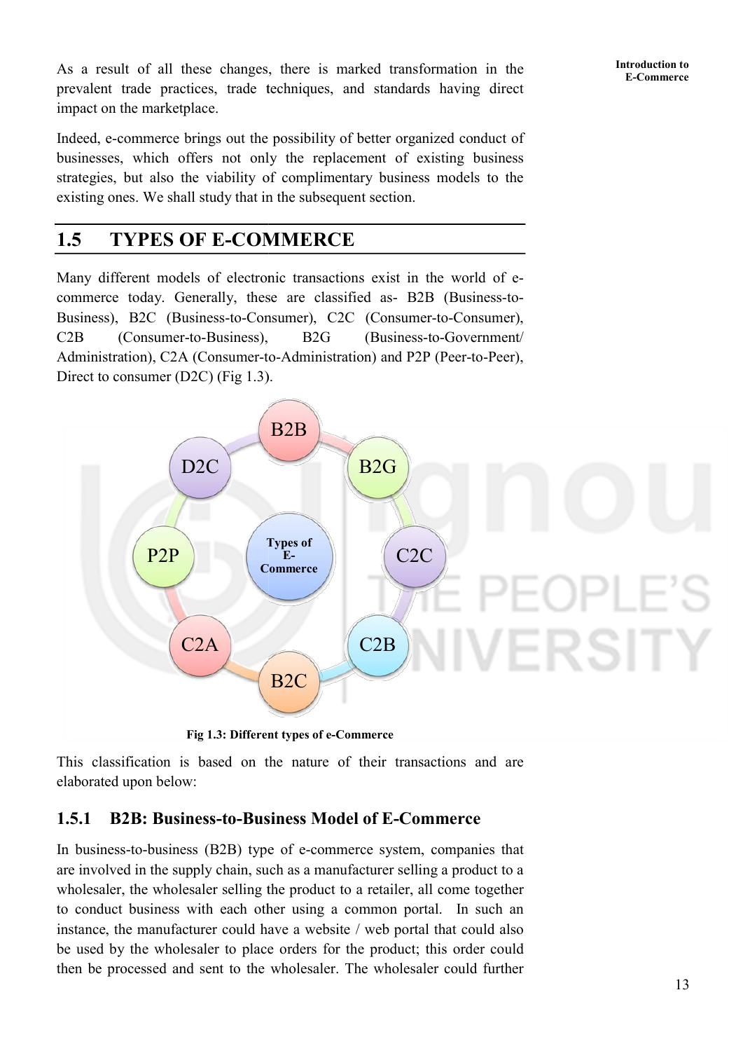As a result of all these changes, there is marked transformation in the prevalent trade practices, trade techniques, and standards having direct impact on the marketplace.

Indeed, e-commerce brings out the possibility of better organized conduct of businesses, which offers not only the replacement of existing business strategies, but also the viability of complimentary business models to the existing ones. We shall study that in the subsequent section.

## 1.5 TYPES OF E-COMMERCE

Many different models of electronic transactions exist in the world of e-commerce today. Generally, these are classified as- B2B (Business-to-Business), B2C (Business-to-Consumer), C2C (Consumer-to-Consumer), C2B (Consumer-to-Business), B2G (Business-to-Government/ Administration), C2A (Consumer-to-Administration) and P2P (Peer-to-Peer), Direct to consumer (D2C) (Fig 1.3).

**Fig 1.3: Different types of e-Commerce**

This classification is based on the nature of their transactions and are elaborated upon below:

### 1.5.1 B2B: Business-to-Business Model of E-Commerce

In business-to-business (B2B) type of e-commerce system, companies that are involved in the supply chain, such as a manufacturer selling a product to a wholesaler, the wholesaler selling the product to a retailer, all come together to conduct business with each other using a common portal. In such an instance, the manufacturer could have a website / web portal that could also be used by the wholesaler to place orders for the product; this order could then be processed and sent to the wholesaler. The wholesaler could further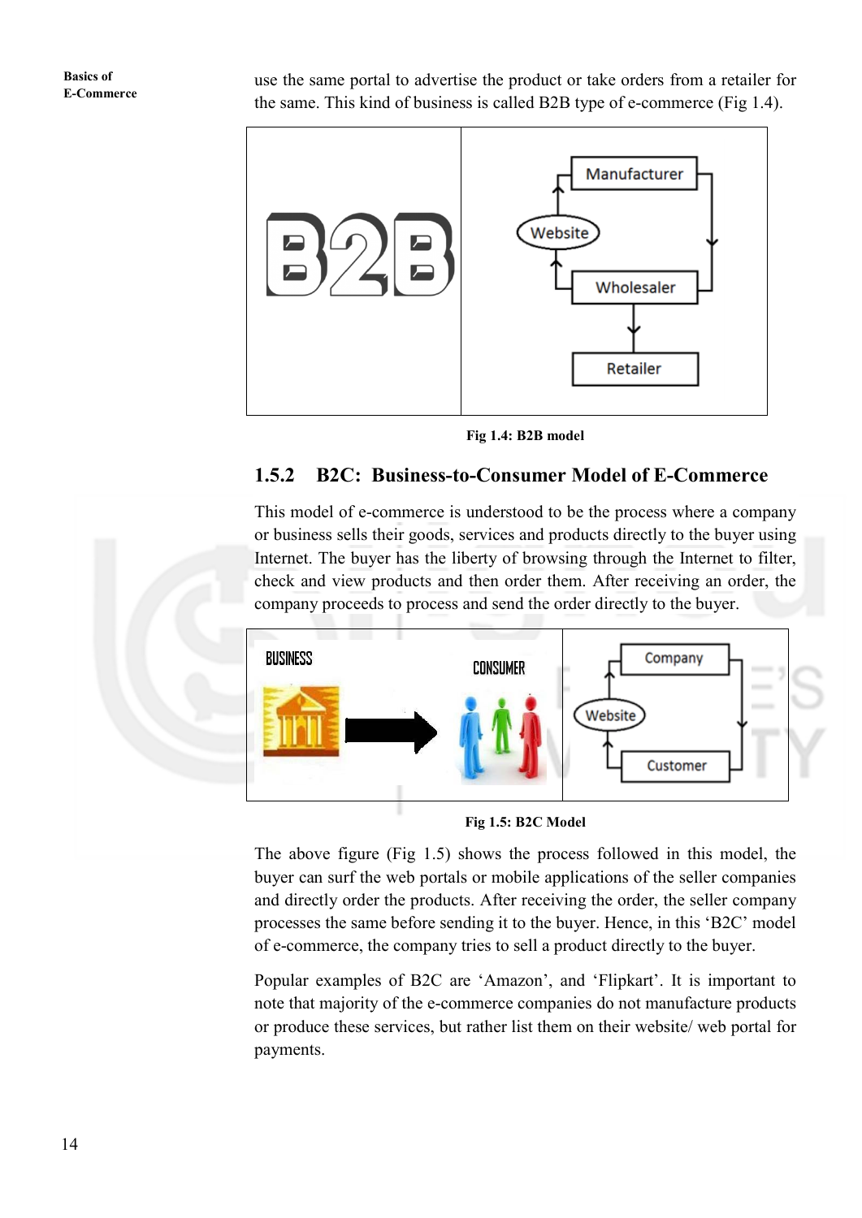use the same portal to advertise the product or take orders from a retailer for the same. This kind of business is called B2B type of e-commerce (Fig 1.4).

Fig 1.4: B2B model

### 1.5.2 B2C: Business-to-Consumer Model of E-Commerce

This model of e-commerce is understood to be the process where a company or business sells their goods, services and products directly to the buyer using Internet. The buyer has the liberty of browsing through the Internet to filter, check and view products and then order them. After receiving an order, the company proceeds to process and send the order directly to the buyer.

Fig 1.5: B2C Model

The above figure (Fig 1.5) shows the process followed in this model, the buyer can surf the web portals or mobile applications of the seller companies and directly order the products. After receiving the order, the seller company processes the same before sending it to the buyer. Hence, in this 'B2C' model of e-commerce, the company tries to sell a product directly to the buyer.

Popular examples of B2C are 'Amazon', and 'Flipkart'. It is important to note that majority of the e-commerce companies do not manufacture products or produce these services, but rather list them on their website/ web portal for payments.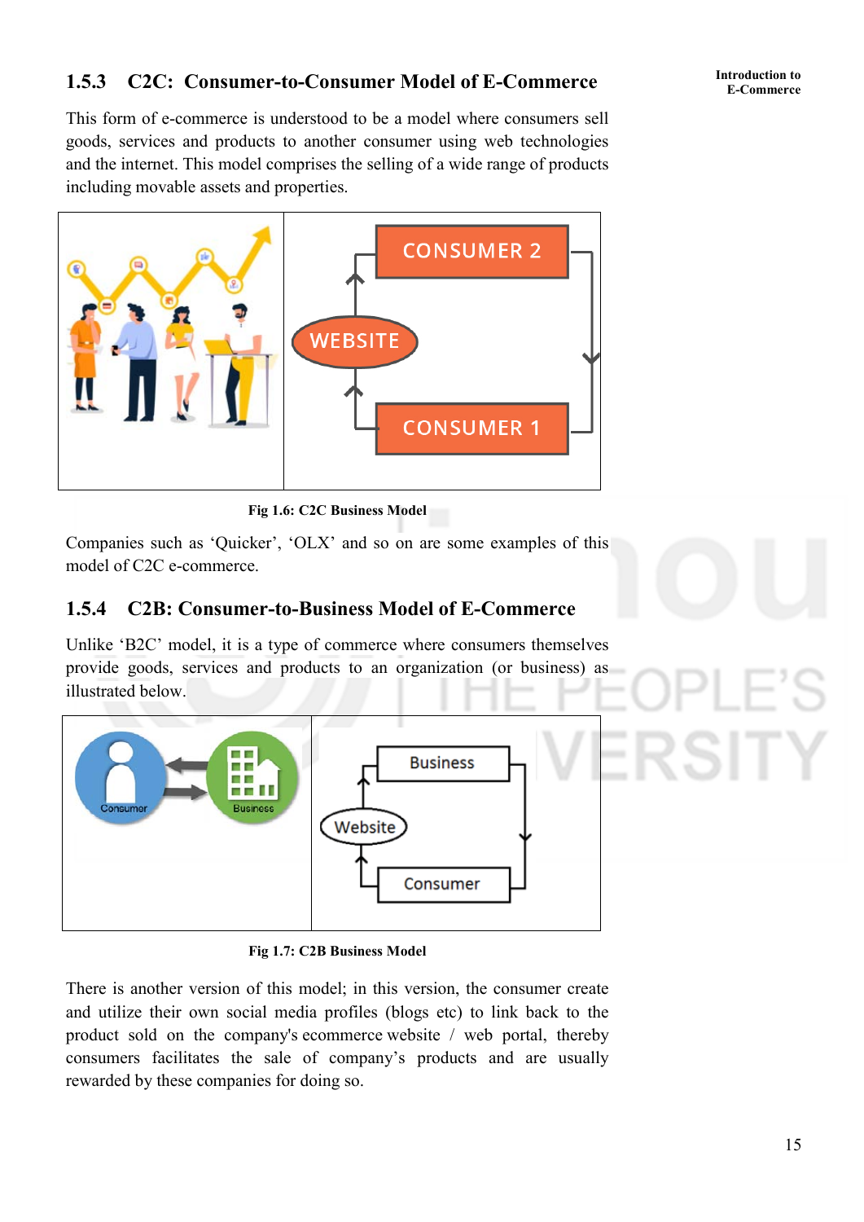### 1.5.3 C2C: Consumer-to-Consumer Model of E-Commerce

This form of e-commerce is understood to be a model where consumers sell goods, services and products to another consumer using web technologies and the internet. This model comprises the selling of a wide range of products including movable assets and properties.

Fig 1.6: C2C Business Model

Companies such as 'Quicker', 'OLX' and so on are some examples of this model of C2C e-commerce.

### 1.5.4 C2B: Consumer-to-Business Model of E-Commerce

Unlike 'B2C' model, it is a type of commerce where consumers themselves provide goods, services and products to an organization (or business) as illustrated below.

Fig 1.7: C2B Business Model

There is another version of this model; in this version, the consumer create and utilize their own social media profiles (blogs etc) to link back to the product sold on the company's ecommerce website / web portal, thereby consumers facilitates the sale of company's products and are usually rewarded by these companies for doing so.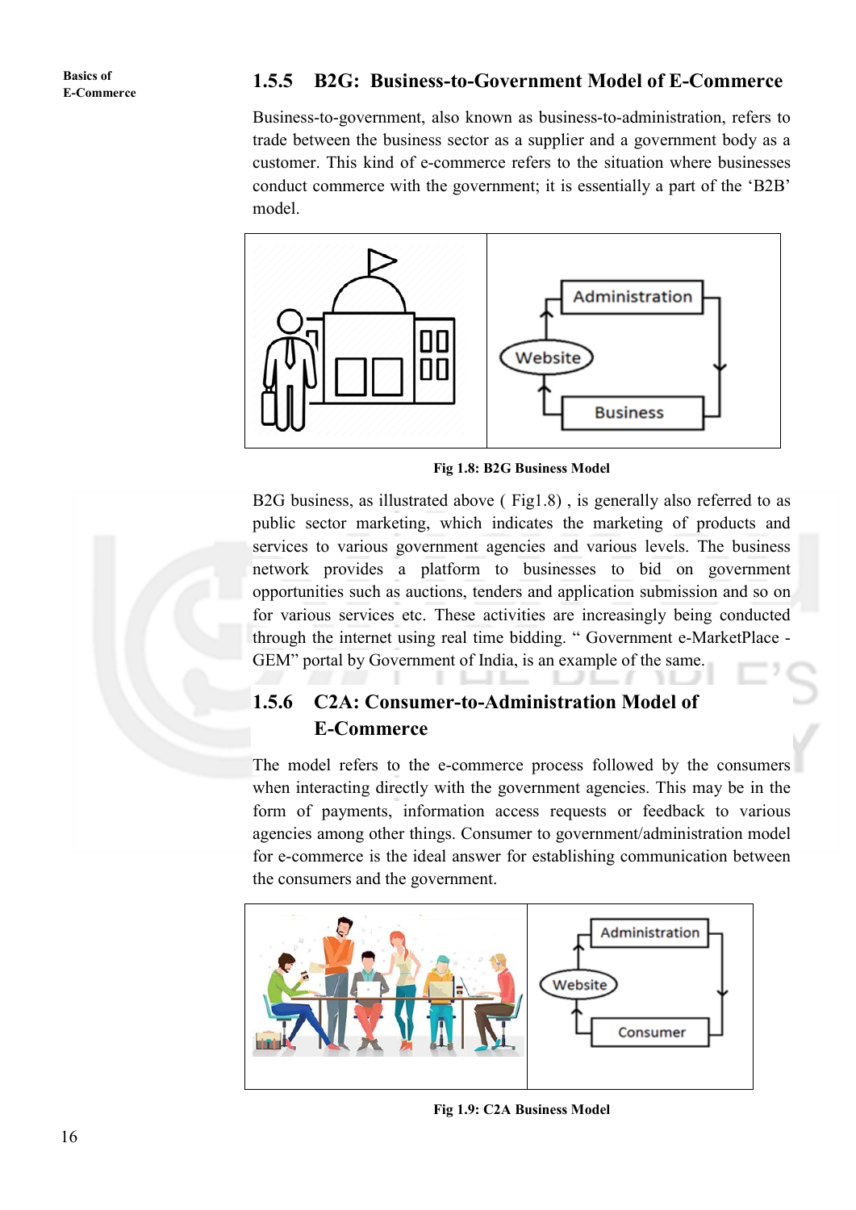### 1.5.5 B2G: Business-to-Government Model of E-Commerce

Business-to-government, also known as business-to-administration, refers to trade between the business sector as a supplier and a government body as a customer. This kind of e-commerce refers to the situation where businesses conduct commerce with the government; it is essentially a part of the 'B2B' model.

Fig 1.8: B2G Business Model

B2G business, as illustrated above ( Fig1.8) , is generally also referred to as public sector marketing, which indicates the marketing of products and services to various government agencies and various levels. The business network provides a platform to businesses to bid on government opportunities such as auctions, tenders and application submission and so on for various services etc. These activities are increasingly being conducted through the internet using real time bidding. " Government e-MarketPlace - GEM" portal by Government of India, is an example of the same.

### 1.5.6 C2A: Consumer-to-Administration Model of E-Commerce

The model refers to the e-commerce process followed by the consumers when interacting directly with the government agencies. This may be in the form of payments, information access requests or feedback to various agencies among other things. Consumer to government/administration model for e-commerce is the ideal answer for establishing communication between the consumers and the government.

Fig 1.9: C2A Business Model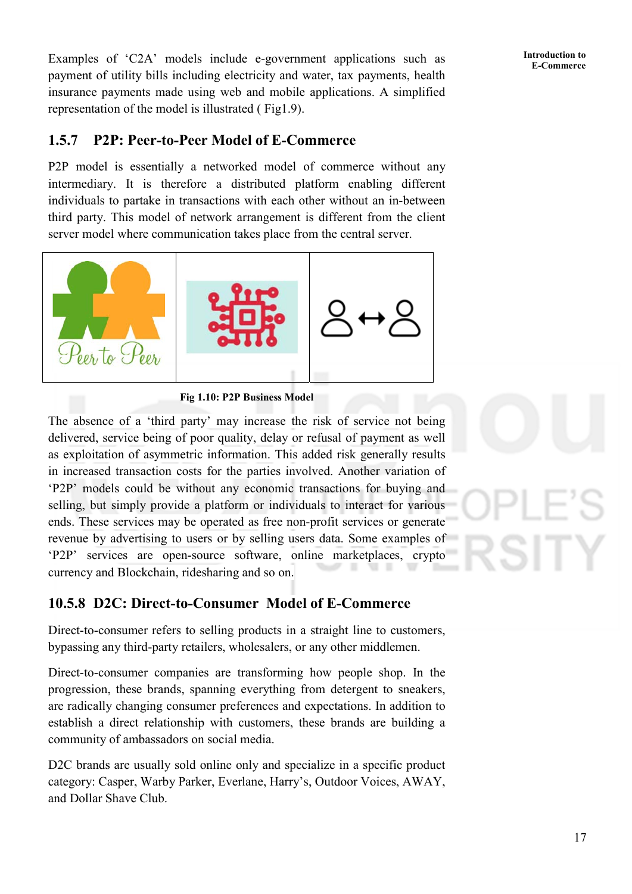Examples of ‘C2A’ models include e-government applications such as payment of utility bills including electricity and water, tax payments, health insurance payments made using web and mobile applications. A simplified representation of the model is illustrated ( Fig1.9).

### 1.5.7 P2P: Peer-to-Peer Model of E-Commerce

P2P model is essentially a networked model of commerce without any intermediary. It is therefore a distributed platform enabling different individuals to partake in transactions with each other without an in-between third party. This model of network arrangement is different from the client server model where communication takes place from the central server.

**Fig 1.10: P2P Business Model**

The absence of a ‘third party’ may increase the risk of service not being delivered, service being of poor quality, delay or refusal of payment as well as exploitation of asymmetric information. This added risk generally results in increased transaction costs for the parties involved. Another variation of ‘P2P’ models could be without any economic transactions for buying and selling, but simply provide a platform or individuals to interact for various ends. These services may be operated as free non-profit services or generate revenue by advertising to users or by selling users data. Some examples of ‘P2P’ services are open-source software, online marketplaces, crypto currency and Blockchain, ridesharing and so on.

### 10.5.8 D2C: Direct-to-Consumer Model of E-Commerce

Direct-to-consumer refers to selling products in a straight line to customers, bypassing any third-party retailers, wholesalers, or any other middlemen.

Direct-to-consumer companies are transforming how people shop. In the progression, these brands, spanning everything from detergent to sneakers, are radically changing consumer preferences and expectations. In addition to establish a direct relationship with customers, these brands are building a community of ambassadors on social media.

D2C brands are usually sold online only and specialize in a specific product category: Casper, Warby Parker, Everlane, Harry’s, Outdoor Voices, AWAY, and Dollar Shave Club.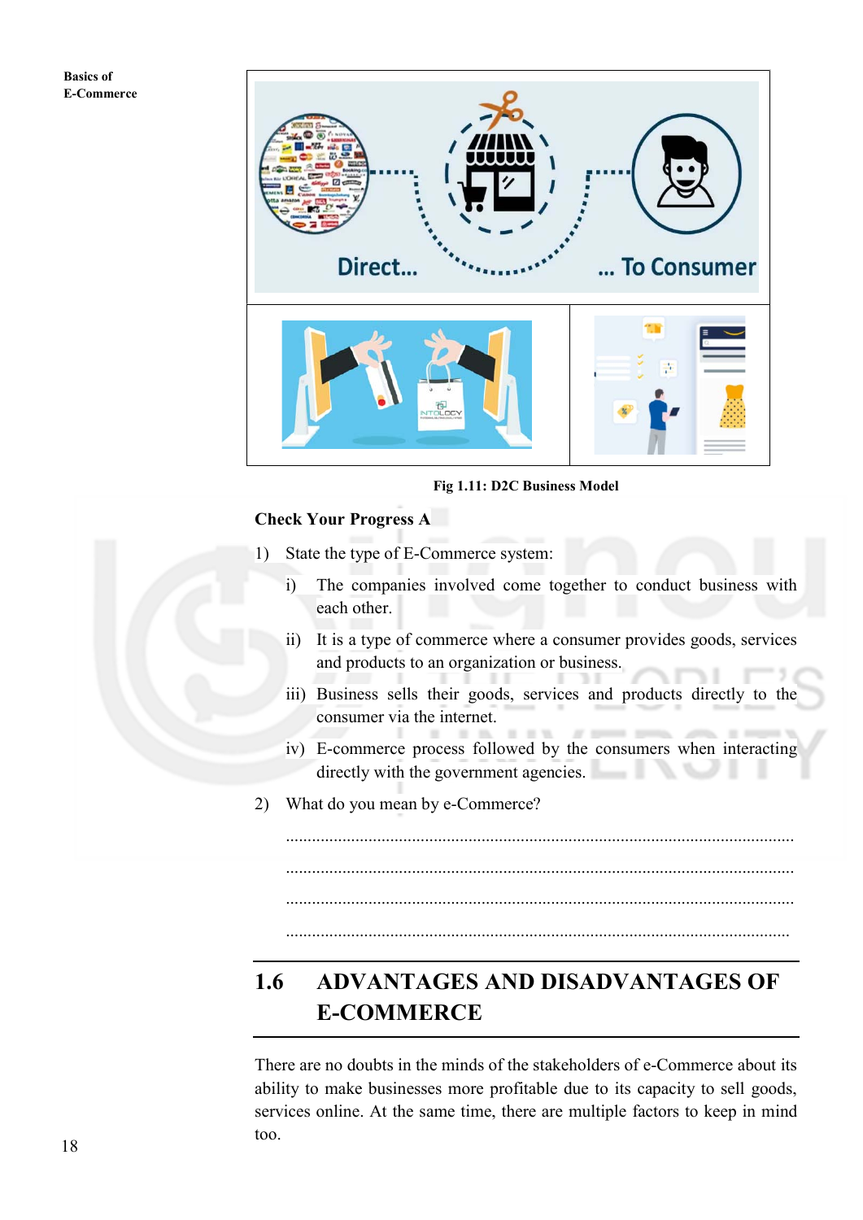**Fig 1.11: D2C Business Model**

**Check Your Progress A**

1) State the type of E-Commerce system:

   i) The companies involved come together to conduct business with each other.

   ii) It is a type of commerce where a consumer provides goods, services and products to an organization or business.

   iii) Business sells their goods, services and products directly to the consumer via the internet.

   iv) E-commerce process followed by the consumers when interacting directly with the government agencies.

2) What do you mean by e-Commerce?

   ..................................................................................................................

   ..................................................................................................................

   ..................................................................................................................

   ..................................................................................................................

## 1.6 ADVANTAGES AND DISADVANTAGES OF E-COMMERCE

There are no doubts in the minds of the stakeholders of e-Commerce about its ability to make businesses more profitable due to its capacity to sell goods, services online. At the same time, there are multiple factors to keep in mind too.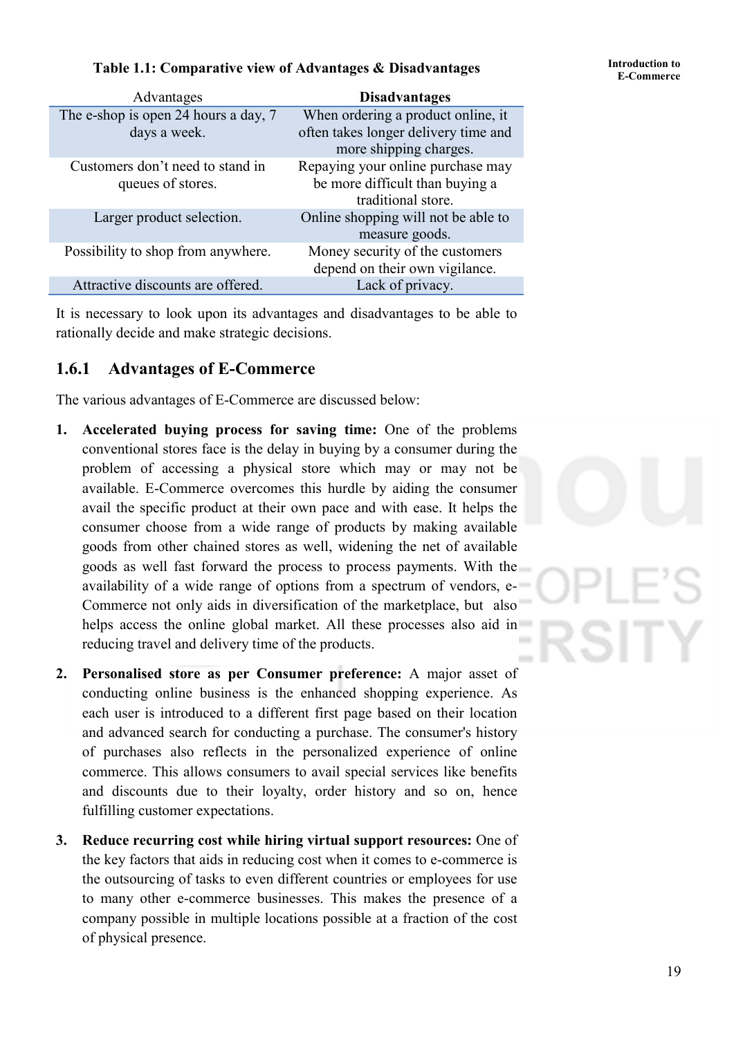**Table 1.1: Comparative view of Advantages & Disadvantages**

| Advantages | **Disadvantages** |
|---|---|
| The e-shop is open 24 hours a day, 7 days a week. | When ordering a product online, it often takes longer delivery time and more shipping charges. |
| Customers don't need to stand in queues of stores. | Repaying your online purchase may be more difficult than buying a traditional store. |
| Larger product selection. | Online shopping will not be able to measure goods. |
| Possibility to shop from anywhere. | Money security of the customers depend on their own vigilance. |
| Attractive discounts are offered. | Lack of privacy. |

It is necessary to look upon its advantages and disadvantages to be able to rationally decide and make strategic decisions.

### 1.6.1 Advantages of E-Commerce

The various advantages of E-Commerce are discussed below:

1. **Accelerated buying process for saving time:** One of the problems conventional stores face is the delay in buying by a consumer during the problem of accessing a physical store which may or may not be available. E-Commerce overcomes this hurdle by aiding the consumer avail the specific product at their own pace and with ease. It helps the consumer choose from a wide range of products by making available goods from other chained stores as well, widening the net of available goods as well fast forward the process to process payments. With the availability of a wide range of options from a spectrum of vendors, e-Commerce not only aids in diversification of the marketplace, but also helps access the online global market. All these processes also aid in reducing travel and delivery time of the products.

2. **Personalised store as per Consumer preference:** A major asset of conducting online business is the enhanced shopping experience. As each user is introduced to a different first page based on their location and advanced search for conducting a purchase. The consumer's history of purchases also reflects in the personalized experience of online commerce. This allows consumers to avail special services like benefits and discounts due to their loyalty, order history and so on, hence fulfilling customer expectations.

3. **Reduce recurring cost while hiring virtual support resources:** One of the key factors that aids in reducing cost when it comes to e-commerce is the outsourcing of tasks to even different countries or employees for use to many other e-commerce businesses. This makes the presence of a company possible in multiple locations possible at a fraction of the cost of physical presence.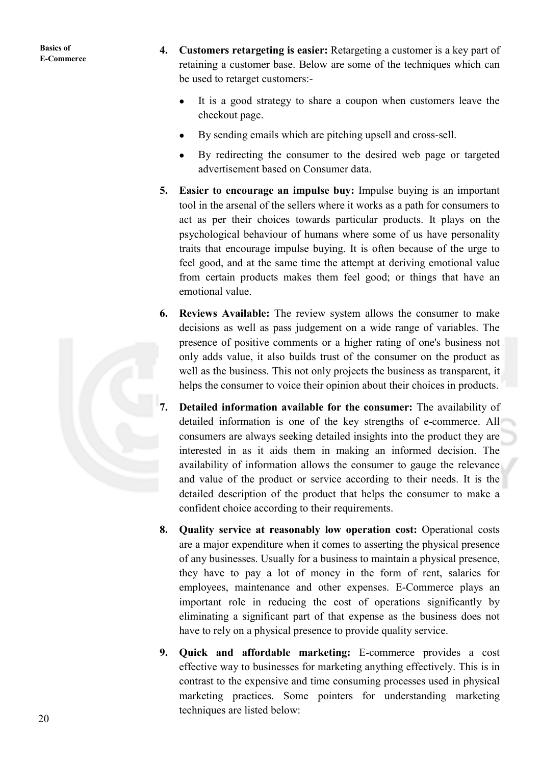4. **Customers retargeting is easier:** Retargeting a customer is a key part of retaining a customer base. Below are some of the techniques which can be used to retarget customers:-

   - It is a good strategy to share a coupon when customers leave the checkout page.
   - By sending emails which are pitching upsell and cross-sell.
   - By redirecting the consumer to the desired web page or targeted advertisement based on Consumer data.

5. **Easier to encourage an impulse buy:** Impulse buying is an important tool in the arsenal of the sellers where it works as a path for consumers to act as per their choices towards particular products. It plays on the psychological behaviour of humans where some of us have personality traits that encourage impulse buying. It is often because of the urge to feel good, and at the same time the attempt at deriving emotional value from certain products makes them feel good; or things that have an emotional value.

6. **Reviews Available:** The review system allows the consumer to make decisions as well as pass judgement on a wide range of variables. The presence of positive comments or a higher rating of one's business not only adds value, it also builds trust of the consumer on the product as well as the business. This not only projects the business as transparent, it helps the consumer to voice their opinion about their choices in products.

7. **Detailed information available for the consumer:** The availability of detailed information is one of the key strengths of e-commerce. All consumers are always seeking detailed insights into the product they are interested in as it aids them in making an informed decision. The availability of information allows the consumer to gauge the relevance and value of the product or service according to their needs. It is the detailed description of the product that helps the consumer to make a confident choice according to their requirements.

8. **Quality service at reasonably low operation cost:** Operational costs are a major expenditure when it comes to asserting the physical presence of any businesses. Usually for a business to maintain a physical presence, they have to pay a lot of money in the form of rent, salaries for employees, maintenance and other expenses. E-Commerce plays an important role in reducing the cost of operations significantly by eliminating a significant part of that expense as the business does not have to rely on a physical presence to provide quality service.

9. **Quick and affordable marketing:** E-commerce provides a cost effective way to businesses for marketing anything effectively. This is in contrast to the expensive and time consuming processes used in physical marketing practices. Some pointers for understanding marketing techniques are listed below: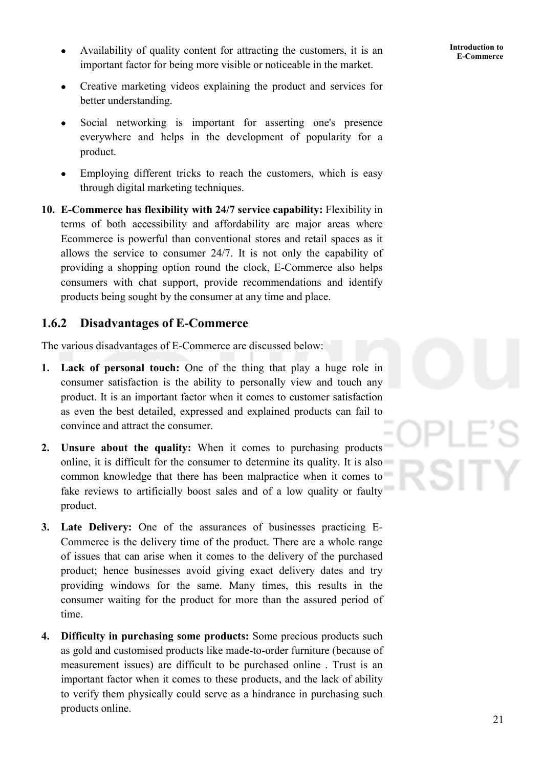- Availability of quality content for attracting the customers, it is an important factor for being more visible or noticeable in the market.
- Creative marketing videos explaining the product and services for better understanding.
- Social networking is important for asserting one's presence everywhere and helps in the development of popularity for a product.
- Employing different tricks to reach the customers, which is easy through digital marketing techniques.

10. **E-Commerce has flexibility with 24/7 service capability:** Flexibility in terms of both accessibility and affordability are major areas where Ecommerce is powerful than conventional stores and retail spaces as it allows the service to consumer 24/7. It is not only the capability of providing a shopping option round the clock, E-Commerce also helps consumers with chat support, provide recommendations and identify products being sought by the consumer at any time and place.

### 1.6.2 Disadvantages of E-Commerce

The various disadvantages of E-Commerce are discussed below:

1. **Lack of personal touch:** One of the thing that play a huge role in consumer satisfaction is the ability to personally view and touch any product. It is an important factor when it comes to customer satisfaction as even the best detailed, expressed and explained products can fail to convince and attract the consumer.

2. **Unsure about the quality:** When it comes to purchasing products online, it is difficult for the consumer to determine its quality. It is also common knowledge that there has been malpractice when it comes to fake reviews to artificially boost sales and of a low quality or faulty product.

3. **Late Delivery:** One of the assurances of businesses practicing E-Commerce is the delivery time of the product. There are a whole range of issues that can arise when it comes to the delivery of the purchased product; hence businesses avoid giving exact delivery dates and try providing windows for the same. Many times, this results in the consumer waiting for the product for more than the assured period of time.

4. **Difficulty in purchasing some products:** Some precious products such as gold and customised products like made-to-order furniture (because of measurement issues) are difficult to be purchased online . Trust is an important factor when it comes to these products, and the lack of ability to verify them physically could serve as a hindrance in purchasing such products online.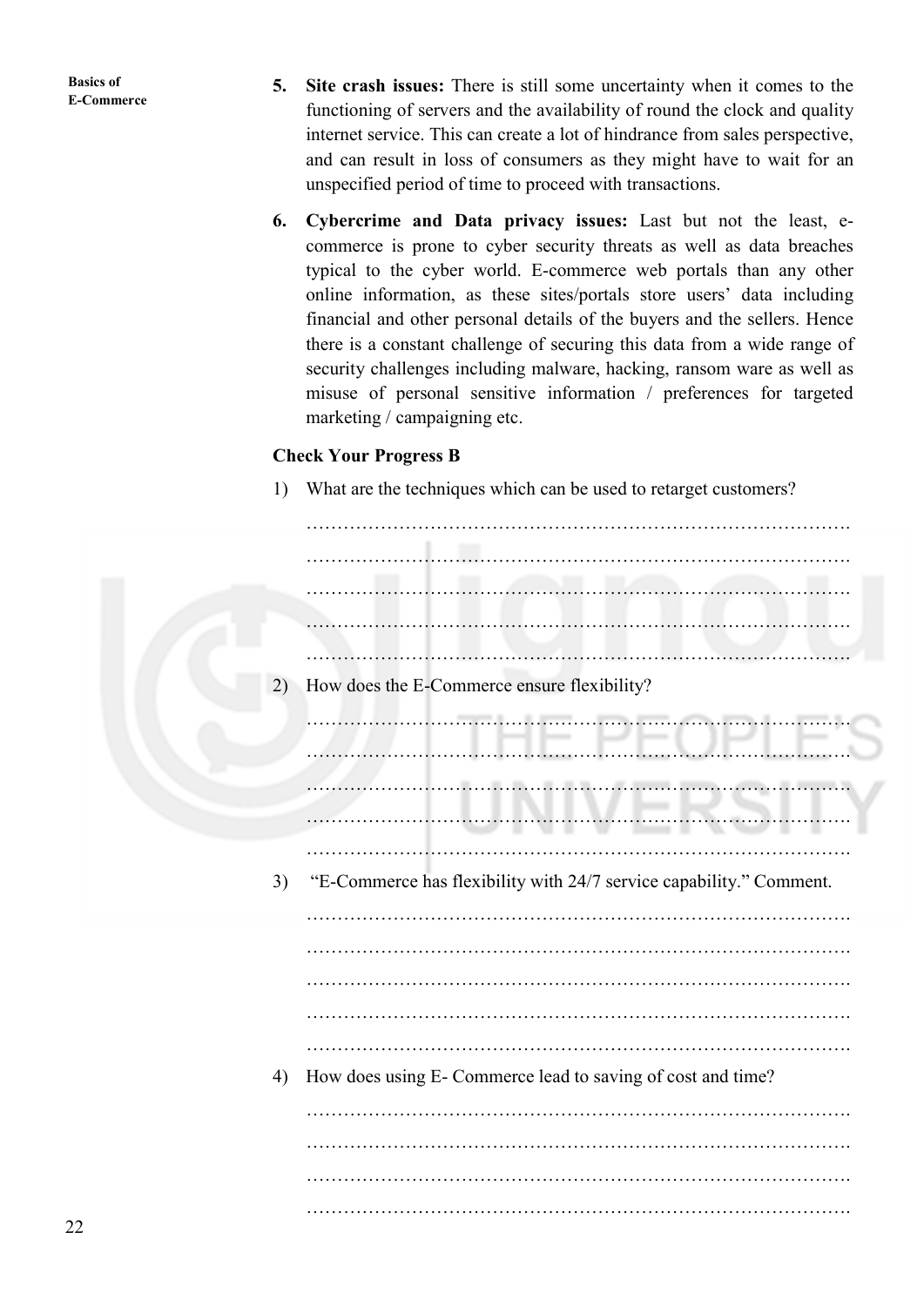5. **Site crash issues:** There is still some uncertainty when it comes to the functioning of servers and the availability of round the clock and quality internet service. This can create a lot of hindrance from sales perspective, and can result in loss of consumers as they might have to wait for an unspecified period of time to proceed with transactions.

6. **Cybercrime and Data privacy issues:** Last but not the least, e-commerce is prone to cyber security threats as well as data breaches typical to the cyber world. E-commerce web portals than any other online information, as these sites/portals store users' data including financial and other personal details of the buyers and the sellers. Hence there is a constant challenge of securing this data from a wide range of security challenges including malware, hacking, ransom ware as well as misuse of personal sensitive information / preferences for targeted marketing / campaigning etc.

**Check Your Progress B**

1) What are the techniques which can be used to retarget customers?

…………………………………………………………………………….
…………………………………………………………………………….
…………………………………………………………………………….
…………………………………………………………………………….
…………………………………………………………………………….

2) How does the E-Commerce ensure flexibility?

…………………………………………………………………………….
…………………………………………………………………………….
…………………………………………………………………………….
…………………………………………………………………………….
…………………………………………………………………………….

3) "E-Commerce has flexibility with 24/7 service capability." Comment.

…………………………………………………………………………….
…………………………………………………………………………….
…………………………………………………………………………….
…………………………………………………………………………….
…………………………………………………………………………….

4) How does using E- Commerce lead to saving of cost and time?

…………………………………………………………………………….
…………………………………………………………………………….
…………………………………………………………………………….
…………………………………………………………………………….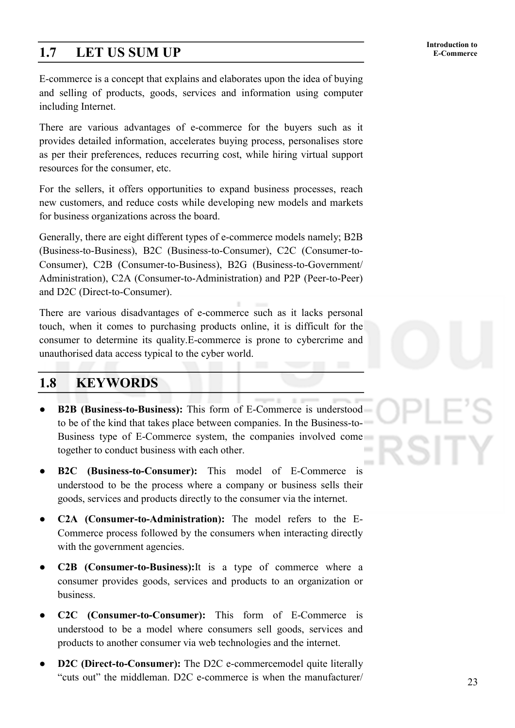## 1.7 LET US SUM UP

E-commerce is a concept that explains and elaborates upon the idea of buying and selling of products, goods, services and information using computer including Internet.

There are various advantages of e-commerce for the buyers such as it provides detailed information, accelerates buying process, personalises store as per their preferences, reduces recurring cost, while hiring virtual support resources for the consumer, etc.

For the sellers, it offers opportunities to expand business processes, reach new customers, and reduce costs while developing new models and markets for business organizations across the board.

Generally, there are eight different types of e-commerce models namely; B2B (Business-to-Business), B2C (Business-to-Consumer), C2C (Consumer-to-Consumer), C2B (Consumer-to-Business), B2G (Business-to-Government/ Administration), C2A (Consumer-to-Administration) and P2P (Peer-to-Peer) and D2C (Direct-to-Consumer).

There are various disadvantages of e-commerce such as it lacks personal touch, when it comes to purchasing products online, it is difficult for the consumer to determine its quality.E-commerce is prone to cybercrime and unauthorised data access typical to the cyber world.

## 1.8 KEYWORDS

- **B2B (Business-to-Business):** This form of E-Commerce is understood to be of the kind that takes place between companies. In the Business-to-Business type of E-Commerce system, the companies involved come together to conduct business with each other.
- **B2C (Business-to-Consumer):** This model of E-Commerce is understood to be the process where a company or business sells their goods, services and products directly to the consumer via the internet.
- **C2A (Consumer-to-Administration):** The model refers to the E-Commerce process followed by the consumers when interacting directly with the government agencies.
- **C2B (Consumer-to-Business):**It is a type of commerce where a consumer provides goods, services and products to an organization or business.
- **C2C (Consumer-to-Consumer):** This form of E-Commerce is understood to be a model where consumers sell goods, services and products to another consumer via web technologies and the internet.
- **D2C (Direct-to-Consumer):** The D2C e-commercemodel quite literally "cuts out" the middleman. D2C e-commerce is when the manufacturer/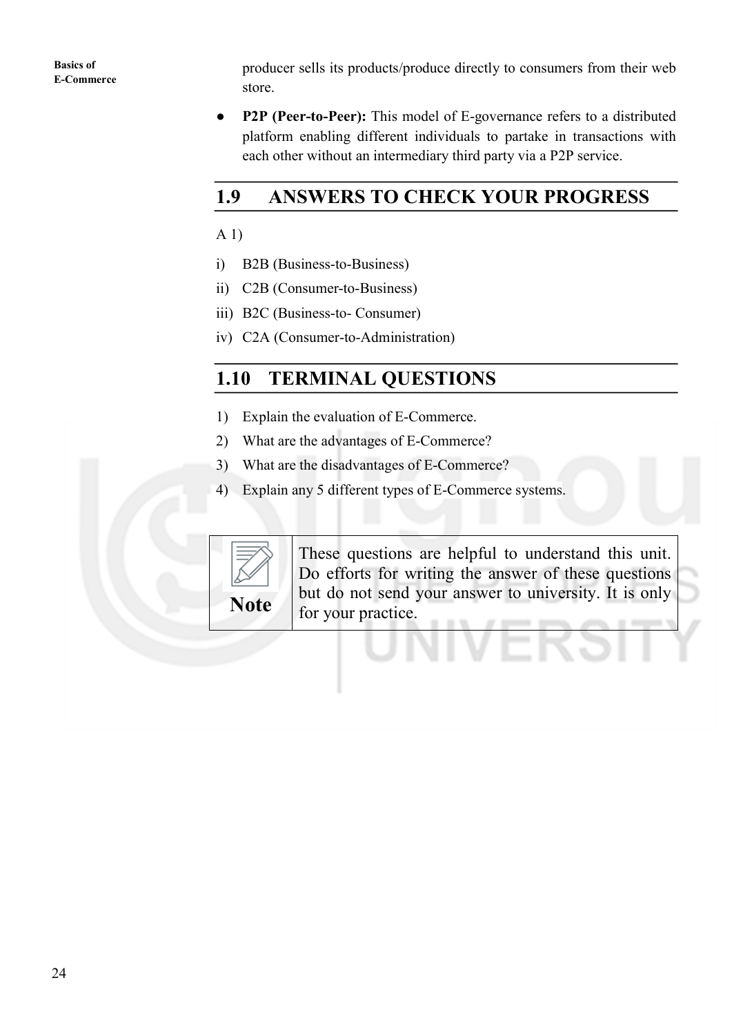producer sells its products/produce directly to consumers from their web store.

- **P2P (Peer-to-Peer):** This model of E-governance refers to a distributed platform enabling different individuals to partake in transactions with each other without an intermediary third party via a P2P service.

## 1.9 ANSWERS TO CHECK YOUR PROGRESS

A 1)

i) B2B (Business-to-Business)

ii) C2B (Consumer-to-Business)

iii) B2C (Business-to- Consumer)

iv) C2A (Consumer-to-Administration)

## 1.10 TERMINAL QUESTIONS

1) Explain the evaluation of E-Commerce.
2) What are the advantages of E-Commerce?
3) What are the disadvantages of E-Commerce?
4) Explain any 5 different types of E-Commerce systems.

| | |
|---|---|
| **Note** | These questions are helpful to understand this unit. Do efforts for writing the answer of these questions but do not send your answer to university. It is only for your practice. |